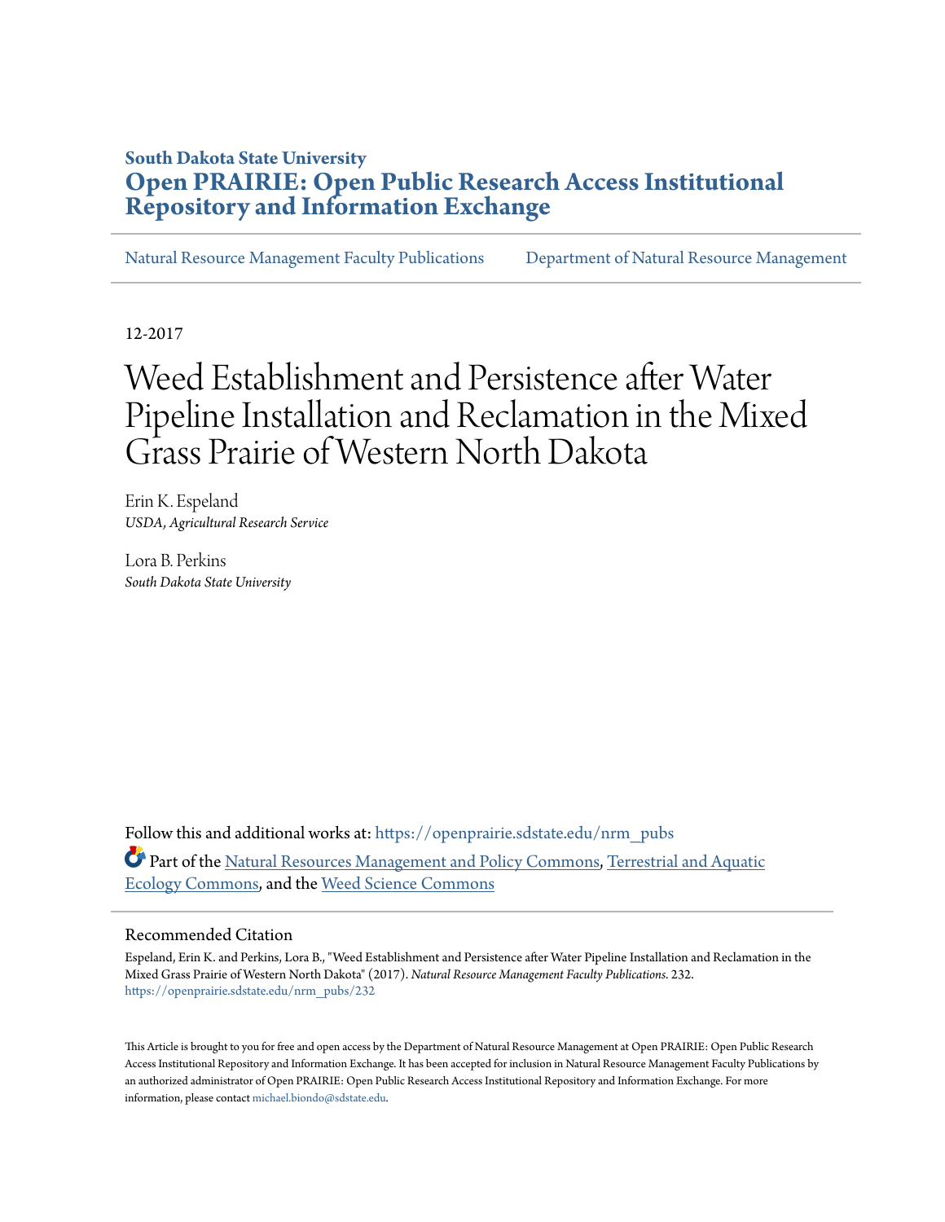South Dakota State University

# Open PRAIRIE: Open Public Research Access Institutional Repository and Information Exchange

Natural Resource Management Faculty Publications | Department of Natural Resource Management

12-2017

# Weed Establishment and Persistence after Water Pipeline Installation and Reclamation in the Mixed Grass Prairie of Western North Dakota

Erin K. Espeland
*USDA, Agricultural Research Service*

Lora B. Perkins
*South Dakota State University*

Follow this and additional works at: https://openprairie.sdstate.edu/nrm_pubs

Part of the Natural Resources Management and Policy Commons, Terrestrial and Aquatic Ecology Commons, and the Weed Science Commons

## Recommended Citation

Espeland, Erin K. and Perkins, Lora B., "Weed Establishment and Persistence after Water Pipeline Installation and Reclamation in the Mixed Grass Prairie of Western North Dakota" (2017). *Natural Resource Management Faculty Publications*. 232.
https://openprairie.sdstate.edu/nrm_pubs/232

This Article is brought to you for free and open access by the Department of Natural Resource Management at Open PRAIRIE: Open Public Research Access Institutional Repository and Information Exchange. It has been accepted for inclusion in Natural Resource Management Faculty Publications by an authorized administrator of Open PRAIRIE: Open Public Research Access Institutional Repository and Information Exchange. For more information, please contact michael.biondo@sdstate.edu.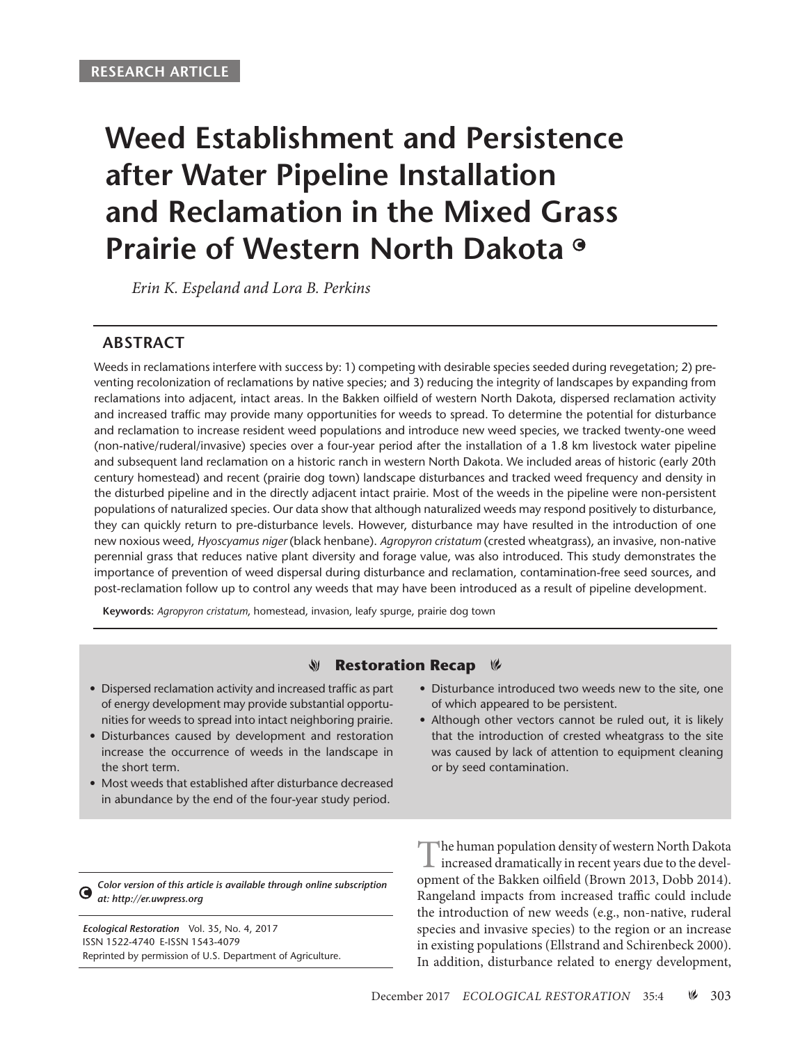RESEARCH ARTICLE

# Weed Establishment and Persistence after Water Pipeline Installation and Reclamation in the Mixed Grass Prairie of Western North Dakota

*Erin K. Espeland and Lora B. Perkins*

## ABSTRACT

Weeds in reclamations interfere with success by: 1) competing with desirable species seeded during revegetation; 2) preventing recolonization of reclamations by native species; and 3) reducing the integrity of landscapes by expanding from reclamations into adjacent, intact areas. In the Bakken oilfield of western North Dakota, dispersed reclamation activity and increased traffic may provide many opportunities for weeds to spread. To determine the potential for disturbance and reclamation to increase resident weed populations and introduce new weed species, we tracked twenty-one weed (non-native/ruderal/invasive) species over a four-year period after the installation of a 1.8 km livestock water pipeline and subsequent land reclamation on a historic ranch in western North Dakota. We included areas of historic (early 20th century homestead) and recent (prairie dog town) landscape disturbances and tracked weed frequency and density in the disturbed pipeline and in the directly adjacent intact prairie. Most of the weeds in the pipeline were non-persistent populations of naturalized species. Our data show that although naturalized weeds may respond positively to disturbance, they can quickly return to pre-disturbance levels. However, disturbance may have resulted in the introduction of one new noxious weed, *Hyoscyamus niger* (black henbane). *Agropyron cristatum* (crested wheatgrass), an invasive, non-native perennial grass that reduces native plant diversity and forage value, was also introduced. This study demonstrates the importance of prevention of weed dispersal during disturbance and reclamation, contamination-free seed sources, and post-reclamation follow up to control any weeds that may have been introduced as a result of pipeline development.

**Keywords:** *Agropyron cristatum*, homestead, invasion, leafy spurge, prairie dog town

### Restoration Recap

- Dispersed reclamation activity and increased traffic as part of energy development may provide substantial opportunities for weeds to spread into intact neighboring prairie.
- Disturbances caused by development and restoration increase the occurrence of weeds in the landscape in the short term.
- Most weeds that established after disturbance decreased in abundance by the end of the four-year study period.
- Disturbance introduced two weeds new to the site, one of which appeared to be persistent.
- Although other vectors cannot be ruled out, it is likely that the introduction of crested wheatgrass to the site was caused by lack of attention to equipment cleaning or by seed contamination.

*Color version of this article is available through online subscription at: http://er.uwpress.org*

*Ecological Restoration* Vol. 35, No. 4, 2017
ISSN 1522-4740 E-ISSN 1543-4079
Reprinted by permission of U.S. Department of Agriculture.

The human population density of western North Dakota increased dramatically in recent years due to the development of the Bakken oilfield (Brown 2013, Dobb 2014). Rangeland impacts from increased traffic could include the introduction of new weeds (e.g., non-native, ruderal species and invasive species) to the region or an increase in existing populations (Ellstrand and Schirenbeck 2000). In addition, disturbance related to energy development,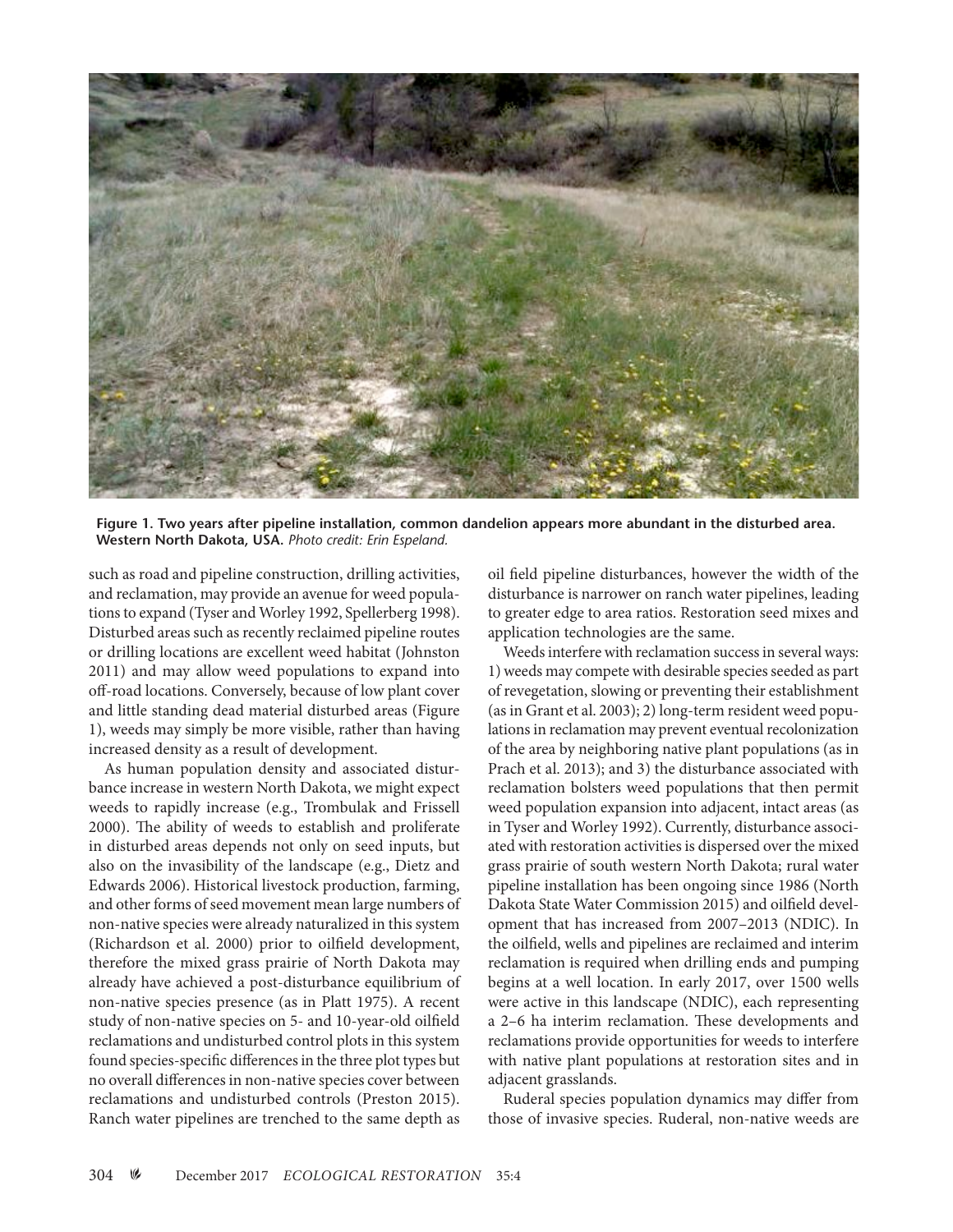**Figure 1. Two years after pipeline installation, common dandelion appears more abundant in the disturbed area. Western North Dakota, USA.** *Photo credit: Erin Espeland.*

such as road and pipeline construction, drilling activities, and reclamation, may provide an avenue for weed populations to expand (Tyser and Worley 1992, Spellerberg 1998). Disturbed areas such as recently reclaimed pipeline routes or drilling locations are excellent weed habitat (Johnston 2011) and may allow weed populations to expand into off-road locations. Conversely, because of low plant cover and little standing dead material disturbed areas (Figure 1), weeds may simply be more visible, rather than having increased density as a result of development.

As human population density and associated disturbance increase in western North Dakota, we might expect weeds to rapidly increase (e.g., Trombulak and Frissell 2000). The ability of weeds to establish and proliferate in disturbed areas depends not only on seed inputs, but also on the invasibility of the landscape (e.g., Dietz and Edwards 2006). Historical livestock production, farming, and other forms of seed movement mean large numbers of non-native species were already naturalized in this system (Richardson et al. 2000) prior to oilfield development, therefore the mixed grass prairie of North Dakota may already have achieved a post-disturbance equilibrium of non-native species presence (as in Platt 1975). A recent study of non-native species on 5- and 10-year-old oilfield reclamations and undisturbed control plots in this system found species-specific differences in the three plot types but no overall differences in non-native species cover between reclamations and undisturbed controls (Preston 2015). Ranch water pipelines are trenched to the same depth as oil field pipeline disturbances, however the width of the disturbance is narrower on ranch water pipelines, leading to greater edge to area ratios. Restoration seed mixes and application technologies are the same.

Weeds interfere with reclamation success in several ways: 1) weeds may compete with desirable species seeded as part of revegetation, slowing or preventing their establishment (as in Grant et al. 2003); 2) long-term resident weed populations in reclamation may prevent eventual recolonization of the area by neighboring native plant populations (as in Prach et al. 2013); and 3) the disturbance associated with reclamation bolsters weed populations that then permit weed population expansion into adjacent, intact areas (as in Tyser and Worley 1992). Currently, disturbance associated with restoration activities is dispersed over the mixed grass prairie of south western North Dakota; rural water pipeline installation has been ongoing since 1986 (North Dakota State Water Commission 2015) and oilfield development that has increased from 2007–2013 (NDIC). In the oilfield, wells and pipelines are reclaimed and interim reclamation is required when drilling ends and pumping begins at a well location. In early 2017, over 1500 wells were active in this landscape (NDIC), each representing a 2–6 ha interim reclamation. These developments and reclamations provide opportunities for weeds to interfere with native plant populations at restoration sites and in adjacent grasslands.

Ruderal species population dynamics may differ from those of invasive species. Ruderal, non-native weeds are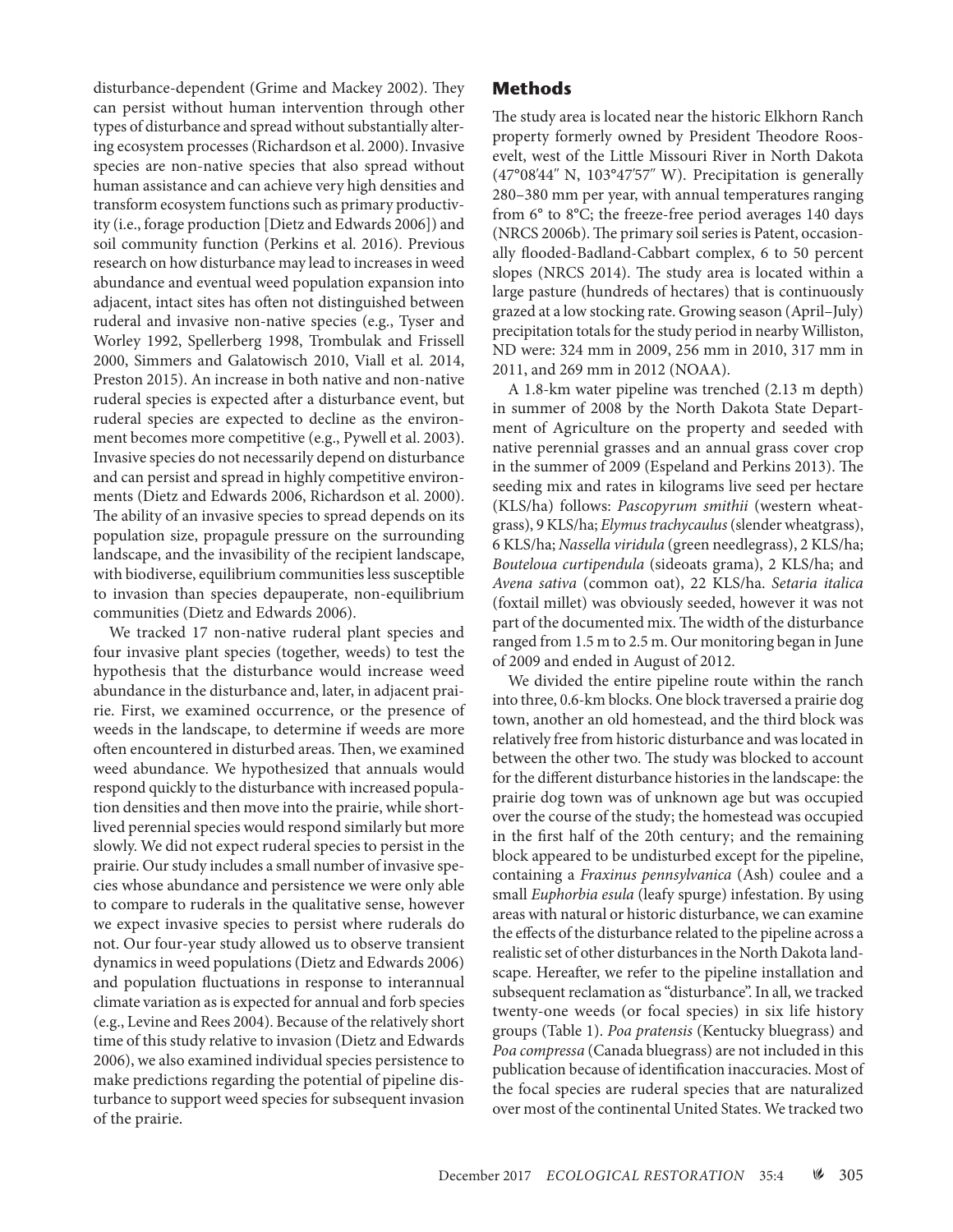disturbance-dependent (Grime and Mackey 2002). They can persist without human intervention through other types of disturbance and spread without substantially altering ecosystem processes (Richardson et al. 2000). Invasive species are non-native species that also spread without human assistance and can achieve very high densities and transform ecosystem functions such as primary productivity (i.e., forage production [Dietz and Edwards 2006]) and soil community function (Perkins et al. 2016). Previous research on how disturbance may lead to increases in weed abundance and eventual weed population expansion into adjacent, intact sites has often not distinguished between ruderal and invasive non-native species (e.g., Tyser and Worley 1992, Spellerberg 1998, Trombulak and Frissell 2000, Simmers and Galatowisch 2010, Viall et al. 2014, Preston 2015). An increase in both native and non-native ruderal species is expected after a disturbance event, but ruderal species are expected to decline as the environment becomes more competitive (e.g., Pywell et al. 2003). Invasive species do not necessarily depend on disturbance and can persist and spread in highly competitive environments (Dietz and Edwards 2006, Richardson et al. 2000). The ability of an invasive species to spread depends on its population size, propagule pressure on the surrounding landscape, and the invasibility of the recipient landscape, with biodiverse, equilibrium communities less susceptible to invasion than species depauperate, non-equilibrium communities (Dietz and Edwards 2006).

We tracked 17 non-native ruderal plant species and four invasive plant species (together, weeds) to test the hypothesis that the disturbance would increase weed abundance in the disturbance and, later, in adjacent prairie. First, we examined occurrence, or the presence of weeds in the landscape, to determine if weeds are more often encountered in disturbed areas. Then, we examined weed abundance. We hypothesized that annuals would respond quickly to the disturbance with increased population densities and then move into the prairie, while short-lived perennial species would respond similarly but more slowly. We did not expect ruderal species to persist in the prairie. Our study includes a small number of invasive species whose abundance and persistence we were only able to compare to ruderals in the qualitative sense, however we expect invasive species to persist where ruderals do not. Our four-year study allowed us to observe transient dynamics in weed populations (Dietz and Edwards 2006) and population fluctuations in response to interannual climate variation as is expected for annual and forb species (e.g., Levine and Rees 2004). Because of the relatively short time of this study relative to invasion (Dietz and Edwards 2006), we also examined individual species persistence to make predictions regarding the potential of pipeline disturbance to support weed species for subsequent invasion of the prairie.

## Methods

The study area is located near the historic Elkhorn Ranch property formerly owned by President Theodore Roosevelt, west of the Little Missouri River in North Dakota (47°08′44″ N, 103°47′57″ W). Precipitation is generally 280–380 mm per year, with annual temperatures ranging from 6° to 8°C; the freeze-free period averages 140 days (NRCS 2006b). The primary soil series is Patent, occasionally flooded-Badland-Cabbart complex, 6 to 50 percent slopes (NRCS 2014). The study area is located within a large pasture (hundreds of hectares) that is continuously grazed at a low stocking rate. Growing season (April–July) precipitation totals for the study period in nearby Williston, ND were: 324 mm in 2009, 256 mm in 2010, 317 mm in 2011, and 269 mm in 2012 (NOAA).

A 1.8-km water pipeline was trenched (2.13 m depth) in summer of 2008 by the North Dakota State Department of Agriculture on the property and seeded with native perennial grasses and an annual grass cover crop in the summer of 2009 (Espeland and Perkins 2013). The seeding mix and rates in kilograms live seed per hectare (KLS/ha) follows: *Pascopyrum smithii* (western wheatgrass), 9 KLS/ha; *Elymus trachycaulus* (slender wheatgrass), 6 KLS/ha; *Nassella viridula* (green needlegrass), 2 KLS/ha; *Bouteloua curtipendula* (sideoats grama), 2 KLS/ha; and *Avena sativa* (common oat), 22 KLS/ha. *Setaria italica* (foxtail millet) was obviously seeded, however it was not part of the documented mix. The width of the disturbance ranged from 1.5 m to 2.5 m. Our monitoring began in June of 2009 and ended in August of 2012.

We divided the entire pipeline route within the ranch into three, 0.6-km blocks. One block traversed a prairie dog town, another an old homestead, and the third block was relatively free from historic disturbance and was located in between the other two. The study was blocked to account for the different disturbance histories in the landscape: the prairie dog town was of unknown age but was occupied over the course of the study; the homestead was occupied in the first half of the 20th century; and the remaining block appeared to be undisturbed except for the pipeline, containing a *Fraxinus pennsylvanica* (Ash) coulee and a small *Euphorbia esula* (leafy spurge) infestation. By using areas with natural or historic disturbance, we can examine the effects of the disturbance related to the pipeline across a realistic set of other disturbances in the North Dakota landscape. Hereafter, we refer to the pipeline installation and subsequent reclamation as "disturbance". In all, we tracked twenty-one weeds (or focal species) in six life history groups (Table 1). *Poa pratensis* (Kentucky bluegrass) and *Poa compressa* (Canada bluegrass) are not included in this publication because of identification inaccuracies. Most of the focal species are ruderal species that are naturalized over most of the continental United States. We tracked two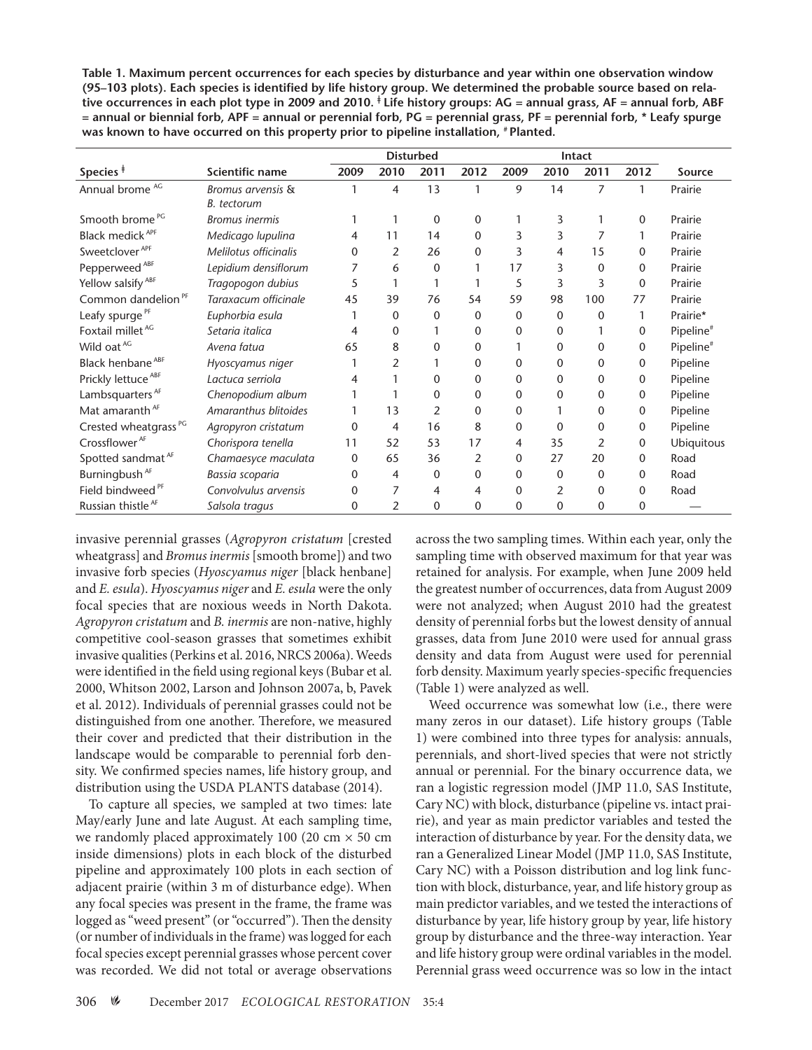**Table 1. Maximum percent occurrences for each species by disturbance and year within one observation window (95–103 plots). Each species is identified by life history group. We determined the probable source based on relative occurrences in each plot type in 2009 and 2010. ǂ Life history groups: AG = annual grass, AF = annual forb, ABF = annual or biennial forb, APF = annual or perennial forb, PG = perennial grass, PF = perennial forb, * Leafy spurge was known to have occurred on this property prior to pipeline installation, # Planted.**

| | | Disturbed | | | | Intact | | | | |
|---|---|---|---|---|---|---|---|---|---|---|
| Species ǂ | Scientific name | 2009 | 2010 | 2011 | 2012 | 2009 | 2010 | 2011 | 2012 | Source |
| Annual brome AG | *Bromus arvensis* & *B. tectorum* | 1 | 4 | 13 | 1 | 9 | 14 | 7 | 1 | Prairie |
| Smooth brome PG | *Bromus inermis* | 1 | 1 | 0 | 0 | 1 | 3 | 1 | 0 | Prairie |
| Black medick APF | *Medicago lupulina* | 4 | 11 | 14 | 0 | 3 | 3 | 7 | 1 | Prairie |
| Sweetclover APF | *Melilotus officinalis* | 0 | 2 | 26 | 0 | 3 | 4 | 15 | 0 | Prairie |
| Pepperweed ABF | *Lepidium densiflorum* | 7 | 6 | 0 | 1 | 17 | 3 | 0 | 0 | Prairie |
| Yellow salsify ABF | *Tragopogon dubius* | 5 | 1 | 1 | 1 | 5 | 3 | 3 | 0 | Prairie |
| Common dandelion PF | *Taraxacum officinale* | 45 | 39 | 76 | 54 | 59 | 98 | 100 | 77 | Prairie |
| Leafy spurge PF | *Euphorbia esula* | 1 | 0 | 0 | 0 | 0 | 0 | 0 | 1 | Prairie* |
| Foxtail millet AG | *Setaria italica* | 4 | 0 | 1 | 0 | 0 | 0 | 1 | 0 | Pipeline# |
| Wild oat AG | *Avena fatua* | 65 | 8 | 0 | 0 | 1 | 0 | 0 | 0 | Pipeline# |
| Black henbane ABF | *Hyoscyamus niger* | 1 | 2 | 1 | 0 | 0 | 0 | 0 | 0 | Pipeline |
| Prickly lettuce ABF | *Lactuca serriola* | 4 | 1 | 0 | 0 | 0 | 0 | 0 | 0 | Pipeline |
| Lambsquarters AF | *Chenopodium album* | 1 | 1 | 0 | 0 | 0 | 0 | 0 | 0 | Pipeline |
| Mat amaranth AF | *Amaranthus blitoides* | 1 | 13 | 2 | 0 | 0 | 1 | 0 | 0 | Pipeline |
| Crested wheatgrass PG | *Agropyron cristatum* | 0 | 4 | 16 | 8 | 0 | 0 | 0 | 0 | Pipeline |
| Crossflower AF | *Chorispora tenella* | 11 | 52 | 53 | 17 | 4 | 35 | 2 | 0 | Ubiquitous |
| Spotted sandmat AF | *Chamaesyce maculata* | 0 | 65 | 36 | 2 | 0 | 27 | 20 | 0 | Road |
| Burningbush AF | *Bassia scoparia* | 0 | 4 | 0 | 0 | 0 | 0 | 0 | 0 | Road |
| Field bindweed PF | *Convolvulus arvensis* | 0 | 7 | 4 | 4 | 0 | 2 | 0 | 0 | Road |
| Russian thistle AF | *Salsola tragus* | 0 | 2 | 0 | 0 | 0 | 0 | 0 | 0 | — |

invasive perennial grasses (*Agropyron cristatum* [crested wheatgrass] and *Bromus inermis* [smooth brome]) and two invasive forb species (*Hyoscyamus niger* [black henbane] and *E. esula*). *Hyoscyamus niger* and *E. esula* were the only focal species that are noxious weeds in North Dakota. *Agropyron cristatum* and *B. inermis* are non-native, highly competitive cool-season grasses that sometimes exhibit invasive qualities (Perkins et al. 2016, NRCS 2006a). Weeds were identified in the field using regional keys (Bubar et al. 2000, Whitson 2002, Larson and Johnson 2007a, b, Pavek et al. 2012). Individuals of perennial grasses could not be distinguished from one another. Therefore, we measured their cover and predicted that their distribution in the landscape would be comparable to perennial forb density. We confirmed species names, life history group, and distribution using the USDA PLANTS database (2014).

To capture all species, we sampled at two times: late May/early June and late August. At each sampling time, we randomly placed approximately 100 (20 cm × 50 cm inside dimensions) plots in each block of the disturbed pipeline and approximately 100 plots in each section of adjacent prairie (within 3 m of disturbance edge). When any focal species was present in the frame, the frame was logged as "weed present" (or "occurred"). Then the density (or number of individuals in the frame) was logged for each focal species except perennial grasses whose percent cover was recorded. We did not total or average observations across the two sampling times. Within each year, only the sampling time with observed maximum for that year was retained for analysis. For example, when June 2009 held the greatest number of occurrences, data from August 2009 were not analyzed; when August 2010 had the greatest density of perennial forbs but the lowest density of annual grasses, data from June 2010 were used for annual grass density and data from August were used for perennial forb density. Maximum yearly species-specific frequencies (Table 1) were analyzed as well.

Weed occurrence was somewhat low (i.e., there were many zeros in our dataset). Life history groups (Table 1) were combined into three types for analysis: annuals, perennials, and short-lived species that were not strictly annual or perennial. For the binary occurrence data, we ran a logistic regression model (JMP 11.0, SAS Institute, Cary NC) with block, disturbance (pipeline vs. intact prairie), and year as main predictor variables and tested the interaction of disturbance by year. For the density data, we ran a Generalized Linear Model (JMP 11.0, SAS Institute, Cary NC) with a Poisson distribution and log link function with block, disturbance, year, and life history group as main predictor variables, and we tested the interactions of disturbance by year, life history group by year, life history group by disturbance and the three-way interaction. Year and life history group were ordinal variables in the model. Perennial grass weed occurrence was so low in the intact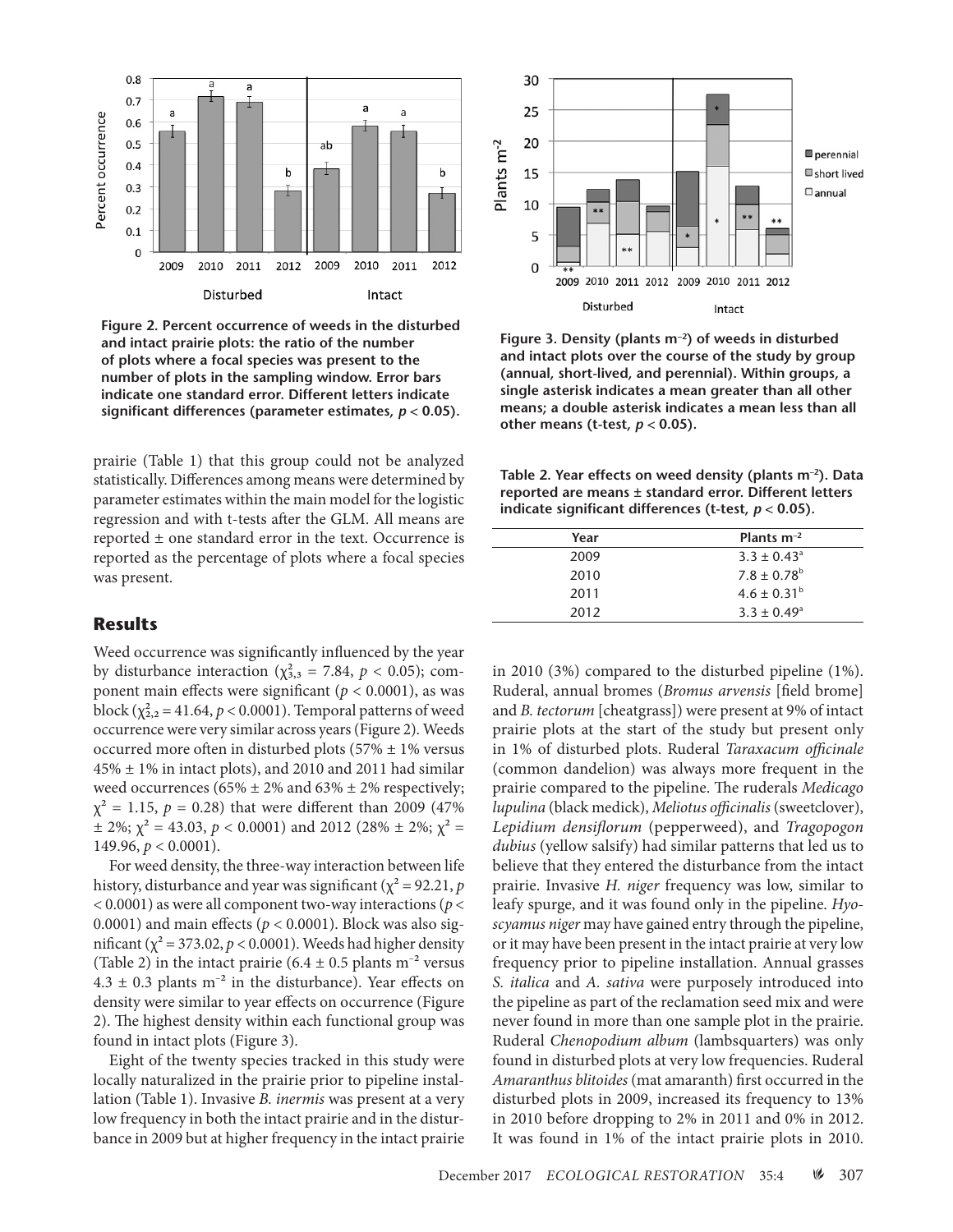Figure 2. Percent occurrence of weeds in the disturbed and intact prairie plots: the ratio of the number of plots where a focal species was present to the number of plots in the sampling window. Error bars indicate one standard error. Different letters indicate significant differences (parameter estimates, $p < 0.05$).

Figure 3. Density (plants m$^{-2}$) of weeds in disturbed and intact plots over the course of the study by group (annual, short-lived, and perennial). Within groups, a single asterisk indicates a mean greater than all other means; a double asterisk indicates a mean less than all other means (t-test, $p < 0.05$).

prairie (Table 1) that this group could not be analyzed statistically. Differences among means were determined by parameter estimates within the main model for the logistic regression and with t-tests after the GLM. All means are reported ± one standard error in the text. Occurrence is reported as the percentage of plots where a focal species was present.

Table 2. Year effects on weed density (plants m$^{-2}$). Data reported are means ± standard error. Different letters indicate significant differences (t-test, $p < 0.05$).

| Year | Plants m$^{-2}$ |
|---|---|
| 2009 | 3.3 ± 0.43[a] |
| 2010 | 7.8 ± 0.78[b] |
| 2011 | 4.6 ± 0.31[b] |
| 2012 | 3.3 ± 0.49[a] |

## Results

Weed occurrence was significantly influenced by the year by disturbance interaction ($\chi^2_{3,3} = 7.84$, $p < 0.05$); component main effects were significant ($p < 0.0001$), as was block ($\chi^2_{2,2} = 41.64$, $p < 0.0001$). Temporal patterns of weed occurrence were very similar across years (Figure 2). Weeds occurred more often in disturbed plots (57% ± 1% versus 45% ± 1% in intact plots), and 2010 and 2011 had similar weed occurrences (65% ± 2% and 63% ± 2% respectively; $\chi^2 = 1.15$, $p = 0.28$) that were different than 2009 (47% ± 2%; $\chi^2 = 43.03$, $p < 0.0001$) and 2012 (28% ± 2%; $\chi^2 = 149.96$, $p < 0.0001$).

For weed density, the three-way interaction between life history, disturbance and year was significant ($\chi^2 = 92.21$, $p < 0.0001$) as were all component two-way interactions ($p < 0.0001$) and main effects ($p < 0.0001$). Block was also significant ($\chi^2 = 373.02$, $p < 0.0001$). Weeds had higher density (Table 2) in the intact prairie (6.4 ± 0.5 plants m$^{-2}$ versus 4.3 ± 0.3 plants m$^{-2}$ in the disturbance). Year effects on density were similar to year effects on occurrence (Figure 2). The highest density within each functional group was found in intact plots (Figure 3).

Eight of the twenty species tracked in this study were locally naturalized in the prairie prior to pipeline installation (Table 1). Invasive *B. inermis* was present at a very low frequency in both the intact prairie and in the disturbance in 2009 but at higher frequency in the intact prairie in 2010 (3%) compared to the disturbed pipeline (1%). Ruderal, annual bromes (*Bromus arvensis* [field brome] and *B. tectorum* [cheatgrass]) were present at 9% of intact prairie plots at the start of the study but present only in 1% of disturbed plots. Ruderal *Taraxacum officinale* (common dandelion) was always more frequent in the prairie compared to the pipeline. The ruderals *Medicago lupulina* (black medick), *Meliotus officinalis* (sweetclover), *Lepidium densiflorum* (pepperweed), and *Tragopogon dubius* (yellow salsify) had similar patterns that led us to believe that they entered the disturbance from the intact prairie. Invasive *H. niger* frequency was low, similar to leafy spurge, and it was found only in the pipeline. *Hyoscyamus niger* may have gained entry through the pipeline, or it may have been present in the intact prairie at very low frequency prior to pipeline installation. Annual grasses *S. italica* and *A. sativa* were purposely introduced into the pipeline as part of the reclamation seed mix and were never found in more than one sample plot in the prairie. Ruderal *Chenopodium album* (lambsquarters) was only found in disturbed plots at very low frequencies. Ruderal *Amaranthus blitoides* (mat amaranth) first occurred in the disturbed plots in 2009, increased its frequency to 13% in 2010 before dropping to 2% in 2011 and 0% in 2012. It was found in 1% of the intact prairie plots in 2010.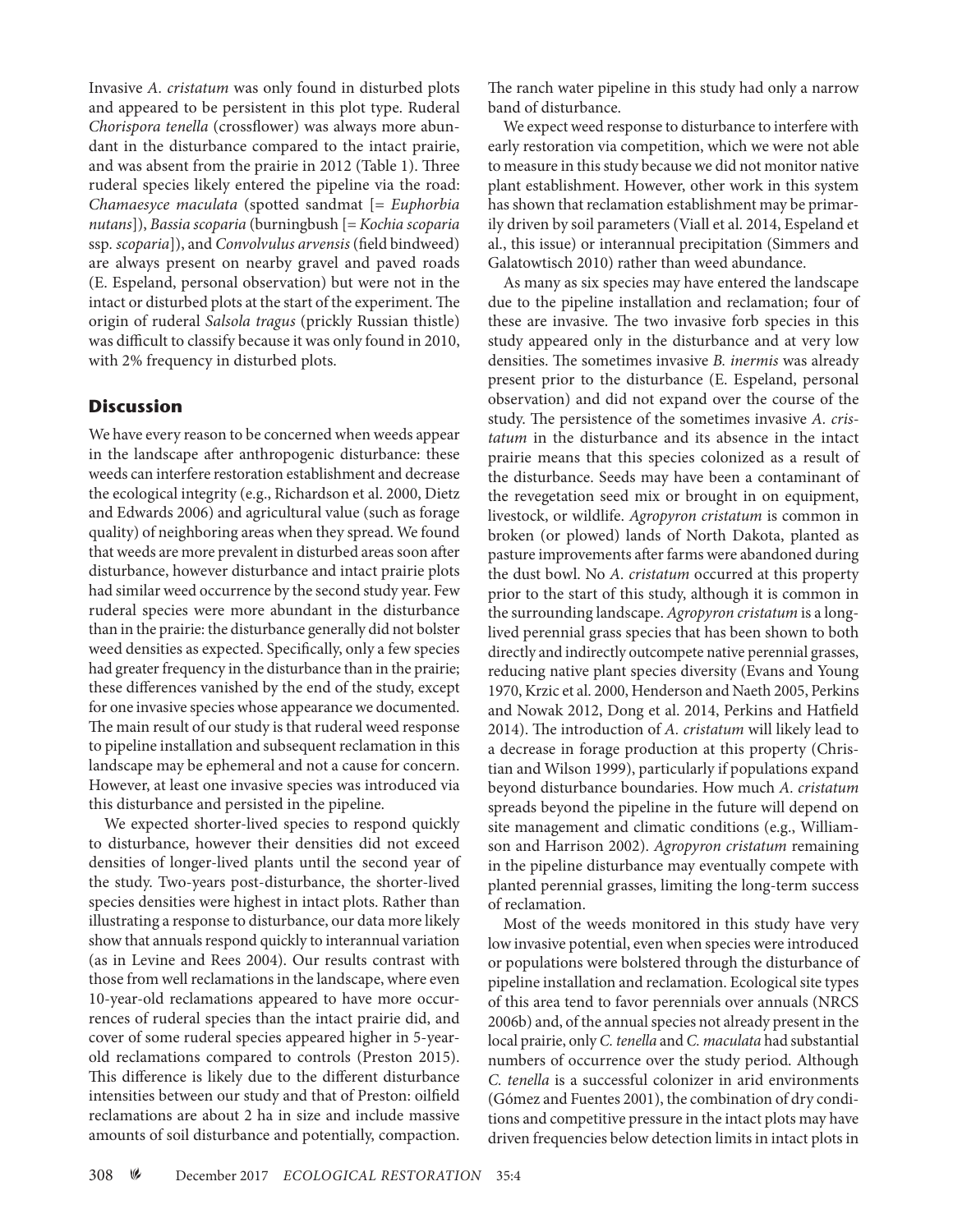Invasive *A. cristatum* was only found in disturbed plots and appeared to be persistent in this plot type. Ruderal *Chorispora tenella* (crossflower) was always more abundant in the disturbance compared to the intact prairie, and was absent from the prairie in 2012 (Table 1). Three ruderal species likely entered the pipeline via the road: *Chamaesyce maculata* (spotted sandmat [= *Euphorbia nutans*]), *Bassia scoparia* (burningbush [= *Kochia scoparia* ssp. *scoparia*]), and *Convolvulus arvensis* (field bindweed) are always present on nearby gravel and paved roads (E. Espeland, personal observation) but were not in the intact or disturbed plots at the start of the experiment. The origin of ruderal *Salsola tragus* (prickly Russian thistle) was difficult to classify because it was only found in 2010, with 2% frequency in disturbed plots.

## Discussion

We have every reason to be concerned when weeds appear in the landscape after anthropogenic disturbance: these weeds can interfere restoration establishment and decrease the ecological integrity (e.g., Richardson et al. 2000, Dietz and Edwards 2006) and agricultural value (such as forage quality) of neighboring areas when they spread. We found that weeds are more prevalent in disturbed areas soon after disturbance, however disturbance and intact prairie plots had similar weed occurrence by the second study year. Few ruderal species were more abundant in the disturbance than in the prairie: the disturbance generally did not bolster weed densities as expected. Specifically, only a few species had greater frequency in the disturbance than in the prairie; these differences vanished by the end of the study, except for one invasive species whose appearance we documented. The main result of our study is that ruderal weed response to pipeline installation and subsequent reclamation in this landscape may be ephemeral and not a cause for concern. However, at least one invasive species was introduced via this disturbance and persisted in the pipeline.

We expected shorter-lived species to respond quickly to disturbance, however their densities did not exceed densities of longer-lived plants until the second year of the study. Two-years post-disturbance, the shorter-lived species densities were highest in intact plots. Rather than illustrating a response to disturbance, our data more likely show that annuals respond quickly to interannual variation (as in Levine and Rees 2004). Our results contrast with those from well reclamations in the landscape, where even 10-year-old reclamations appeared to have more occurrences of ruderal species than the intact prairie did, and cover of some ruderal species appeared higher in 5-year-old reclamations compared to controls (Preston 2015). This difference is likely due to the different disturbance intensities between our study and that of Preston: oilfield reclamations are about 2 ha in size and include massive amounts of soil disturbance and potentially, compaction. The ranch water pipeline in this study had only a narrow band of disturbance.

We expect weed response to disturbance to interfere with early restoration via competition, which we were not able to measure in this study because we did not monitor native plant establishment. However, other work in this system has shown that reclamation establishment may be primarily driven by soil parameters (Viall et al. 2014, Espeland et al., this issue) or interannual precipitation (Simmers and Galatowtisch 2010) rather than weed abundance.

As many as six species may have entered the landscape due to the pipeline installation and reclamation; four of these are invasive. The two invasive forb species in this study appeared only in the disturbance and at very low densities. The sometimes invasive *B. inermis* was already present prior to the disturbance (E. Espeland, personal observation) and did not expand over the course of the study. The persistence of the sometimes invasive *A. cristatum* in the disturbance and its absence in the intact prairie means that this species colonized as a result of the disturbance. Seeds may have been a contaminant of the revegetation seed mix or brought in on equipment, livestock, or wildlife. *Agropyron cristatum* is common in broken (or plowed) lands of North Dakota, planted as pasture improvements after farms were abandoned during the dust bowl. No *A. cristatum* occurred at this property prior to the start of this study, although it is common in the surrounding landscape. *Agropyron cristatum* is a long-lived perennial grass species that has been shown to both directly and indirectly outcompete native perennial grasses, reducing native plant species diversity (Evans and Young 1970, Krzic et al. 2000, Henderson and Naeth 2005, Perkins and Nowak 2012, Dong et al. 2014, Perkins and Hatfield 2014). The introduction of *A. cristatum* will likely lead to a decrease in forage production at this property (Christian and Wilson 1999), particularly if populations expand beyond disturbance boundaries. How much *A. cristatum* spreads beyond the pipeline in the future will depend on site management and climatic conditions (e.g., Williamson and Harrison 2002). *Agropyron cristatum* remaining in the pipeline disturbance may eventually compete with planted perennial grasses, limiting the long-term success of reclamation.

Most of the weeds monitored in this study have very low invasive potential, even when species were introduced or populations were bolstered through the disturbance of pipeline installation and reclamation. Ecological site types of this area tend to favor perennials over annuals (NRCS 2006b) and, of the annual species not already present in the local prairie, only *C. tenella* and *C. maculata* had substantial numbers of occurrence over the study period. Although *C. tenella* is a successful colonizer in arid environments (Gómez and Fuentes 2001), the combination of dry conditions and competitive pressure in the intact plots may have driven frequencies below detection limits in intact plots in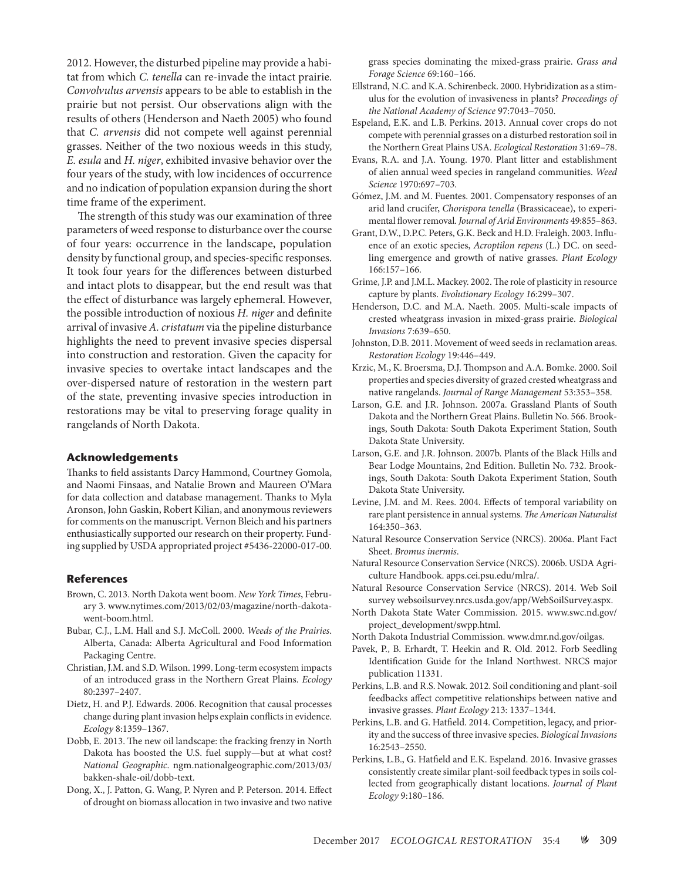2012. However, the disturbed pipeline may provide a habitat from which *C. tenella* can re-invade the intact prairie. *Convolvulus arvensis* appears to be able to establish in the prairie but not persist. Our observations align with the results of others (Henderson and Naeth 2005) who found that *C. arvensis* did not compete well against perennial grasses. Neither of the two noxious weeds in this study, *E. esula* and *H. niger*, exhibited invasive behavior over the four years of the study, with low incidences of occurrence and no indication of population expansion during the short time frame of the experiment.

The strength of this study was our examination of three parameters of weed response to disturbance over the course of four years: occurrence in the landscape, population density by functional group, and species-specific responses. It took four years for the differences between disturbed and intact plots to disappear, but the end result was that the effect of disturbance was largely ephemeral. However, the possible introduction of noxious *H. niger* and definite arrival of invasive *A. cristatum* via the pipeline disturbance highlights the need to prevent invasive species dispersal into construction and restoration. Given the capacity for invasive species to overtake intact landscapes and the over-dispersed nature of restoration in the western part of the state, preventing invasive species introduction in restorations may be vital to preserving forage quality in rangelands of North Dakota.

## Acknowledgements

Thanks to field assistants Darcy Hammond, Courtney Gomola, and Naomi Finsaas, and Natalie Brown and Maureen O'Mara for data collection and database management. Thanks to Myla Aronson, John Gaskin, Robert Kilian, and anonymous reviewers for comments on the manuscript. Vernon Bleich and his partners enthusiastically supported our research on their property. Funding supplied by USDA appropriated project #5436-22000-017-00.

## References

Brown, C. 2013. North Dakota went boom. *New York Times*, February 3. www.nytimes.com/2013/02/03/magazine/north-dakota-went-boom.html.

Bubar, C.J., L.M. Hall and S.J. McColl. 2000. *Weeds of the Prairies*. Alberta, Canada: Alberta Agricultural and Food Information Packaging Centre.

Christian, J.M. and S.D. Wilson. 1999. Long-term ecosystem impacts of an introduced grass in the Northern Great Plains. *Ecology* 80:2397–2407.

Dietz, H. and P.J. Edwards. 2006. Recognition that causal processes change during plant invasion helps explain conflicts in evidence. *Ecology* 8:1359–1367.

Dobb, E. 2013. The new oil landscape: the fracking frenzy in North Dakota has boosted the U.S. fuel supply—but at what cost? *National Geographic*. ngm.nationalgeographic.com/2013/03/bakken-shale-oil/dobb-text.

Dong, X., J. Patton, G. Wang, P. Nyren and P. Peterson. 2014. Effect of drought on biomass allocation in two invasive and two native grass species dominating the mixed-grass prairie. *Grass and Forage Science* 69:160–166.

Ellstrand, N.C. and K.A. Schirenbeck. 2000. Hybridization as a stimulus for the evolution of invasiveness in plants? *Proceedings of the National Academy of Science* 97:7043–7050.

Espeland, E.K. and L.B. Perkins. 2013. Annual cover crops do not compete with perennial grasses on a disturbed restoration soil in the Northern Great Plains USA. *Ecological Restoration* 31:69–78.

Evans, R.A. and J.A. Young. 1970. Plant litter and establishment of alien annual weed species in rangeland communities. *Weed Science* 1970:697–703.

Gómez, J.M. and M. Fuentes. 2001. Compensatory responses of an arid land crucifer, *Chorispora tenella* (Brassicaceae), to experimental flower removal. *Journal of Arid Environments* 49:855–863.

Grant, D.W., D.P.C. Peters, G.K. Beck and H.D. Fraleigh. 2003. Influence of an exotic species, *Acroptilon repens* (L.) DC. on seedling emergence and growth of native grasses. *Plant Ecology* 166:157–166.

Grime, J.P. and J.M.L. Mackey. 2002. The role of plasticity in resource capture by plants. *Evolutionary Ecology 16*:299–307.

Henderson, D.C. and M.A. Naeth. 2005. Multi-scale impacts of crested wheatgrass invasion in mixed-grass prairie. *Biological Invasions* 7:639–650.

Johnston, D.B. 2011. Movement of weed seeds in reclamation areas. *Restoration Ecology* 19:446–449.

Krzic, M., K. Broersma, D.J. Thompson and A.A. Bomke. 2000. Soil properties and species diversity of grazed crested wheatgrass and native rangelands. *Journal of Range Management* 53:353–358.

Larson, G.E. and J.R. Johnson. 2007a. Grassland Plants of South Dakota and the Northern Great Plains. Bulletin No. 566. Brookings, South Dakota: South Dakota Experiment Station, South Dakota State University.

Larson, G.E. and J.R. Johnson. 2007b. Plants of the Black Hills and Bear Lodge Mountains, 2nd Edition. Bulletin No. 732. Brookings, South Dakota: South Dakota Experiment Station, South Dakota State University.

Levine, J.M. and M. Rees. 2004. Effects of temporal variability on rare plant persistence in annual systems. *The American Naturalist* 164:350–363.

Natural Resource Conservation Service (NRCS). 2006a. Plant Fact Sheet. *Bromus inermis*.

Natural Resource Conservation Service (NRCS). 2006b. USDA Agriculture Handbook. apps.cei.psu.edu/mlra/.

Natural Resource Conservation Service (NRCS). 2014. Web Soil survey websoilsurvey.nrcs.usda.gov/app/WebSoilSurvey.aspx.

North Dakota State Water Commission. 2015. www.swc.nd.gov/project_development/swpp.html.

North Dakota Industrial Commission. www.dmr.nd.gov/oilgas.

Pavek, P., B. Erhardt, T. Heekin and R. Old. 2012. Forb Seedling Identification Guide for the Inland Northwest. NRCS major publication 11331.

Perkins, L.B. and R.S. Nowak. 2012. Soil conditioning and plant-soil feedbacks affect competitive relationships between native and invasive grasses. *Plant Ecology* 213: 1337–1344.

Perkins, L.B. and G. Hatfield. 2014. Competition, legacy, and priority and the success of three invasive species. *Biological Invasions* 16:2543–2550.

Perkins, L.B., G. Hatfield and E.K. Espeland. 2016. Invasive grasses consistently create similar plant-soil feedback types in soils collected from geographically distant locations. *Journal of Plant Ecology* 9:180–186.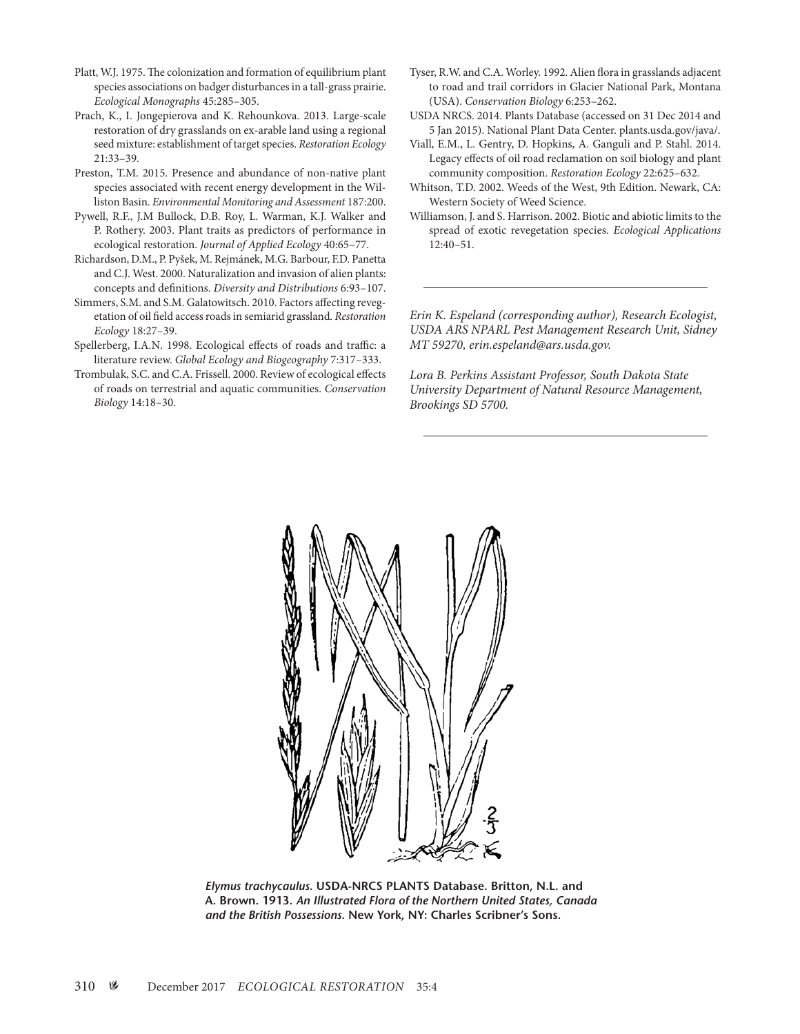Platt, W.J. 1975. The colonization and formation of equilibrium plant species associations on badger disturbances in a tall-grass prairie. *Ecological Monographs* 45:285–305.

Prach, K., I. Jongepierova and K. Rehounkova. 2013. Large-scale restoration of dry grasslands on ex-arable land using a regional seed mixture: establishment of target species. *Restoration Ecology* 21:33–39.

Preston, T.M. 2015. Presence and abundance of non-native plant species associated with recent energy development in the Williston Basin. *Environmental Monitoring and Assessment* 187:200.

Pywell, R.F., J.M Bullock, D.B. Roy, L. Warman, K.J. Walker and P. Rothery. 2003. Plant traits as predictors of performance in ecological restoration. *Journal of Applied Ecology* 40:65–77.

Richardson, D.M., P. Pyšek, M. Rejmánek, M.G. Barbour, F.D. Panetta and C.J. West. 2000. Naturalization and invasion of alien plants: concepts and definitions. *Diversity and Distributions* 6:93–107.

Simmers, S.M. and S.M. Galatowitsch. 2010. Factors affecting revegetation of oil field access roads in semiarid grassland. *Restoration Ecology* 18:27–39.

Spellerberg, I.A.N. 1998. Ecological effects of roads and traffic: a literature review. *Global Ecology and Biogeography* 7:317–333.

Trombulak, S.C. and C.A. Frissell. 2000. Review of ecological effects of roads on terrestrial and aquatic communities. *Conservation Biology* 14:18–30.

Tyser, R.W. and C.A. Worley. 1992. Alien flora in grasslands adjacent to road and trail corridors in Glacier National Park, Montana (USA). *Conservation Biology* 6:253–262.

USDA NRCS. 2014. Plants Database (accessed on 31 Dec 2014 and 5 Jan 2015). National Plant Data Center. plants.usda.gov/java/.

Viall, E.M., L. Gentry, D. Hopkins, A. Ganguli and P. Stahl. 2014. Legacy effects of oil road reclamation on soil biology and plant community composition. *Restoration Ecology* 22:625–632.

Whitson, T.D. 2002. Weeds of the West, 9th Edition. Newark, CA: Western Society of Weed Science.

Williamson, J. and S. Harrison. 2002. Biotic and abiotic limits to the spread of exotic revegetation species. *Ecological Applications* 12:40–51.

---

*Erin K. Espeland (corresponding author), Research Ecologist, USDA ARS NPARL Pest Management Research Unit, Sidney MT 59270, erin.espeland@ars.usda.gov.*

*Lora B. Perkins Assistant Professor, South Dakota State University Department of Natural Resource Management, Brookings SD 5700.*

---

***Elymus trachycaulus*. USDA-NRCS PLANTS Database. Britton, N.L. and A. Brown. 1913. *An Illustrated Flora of the Northern United States, Canada and the British Possessions*. New York, NY: Charles Scribner's Sons.**